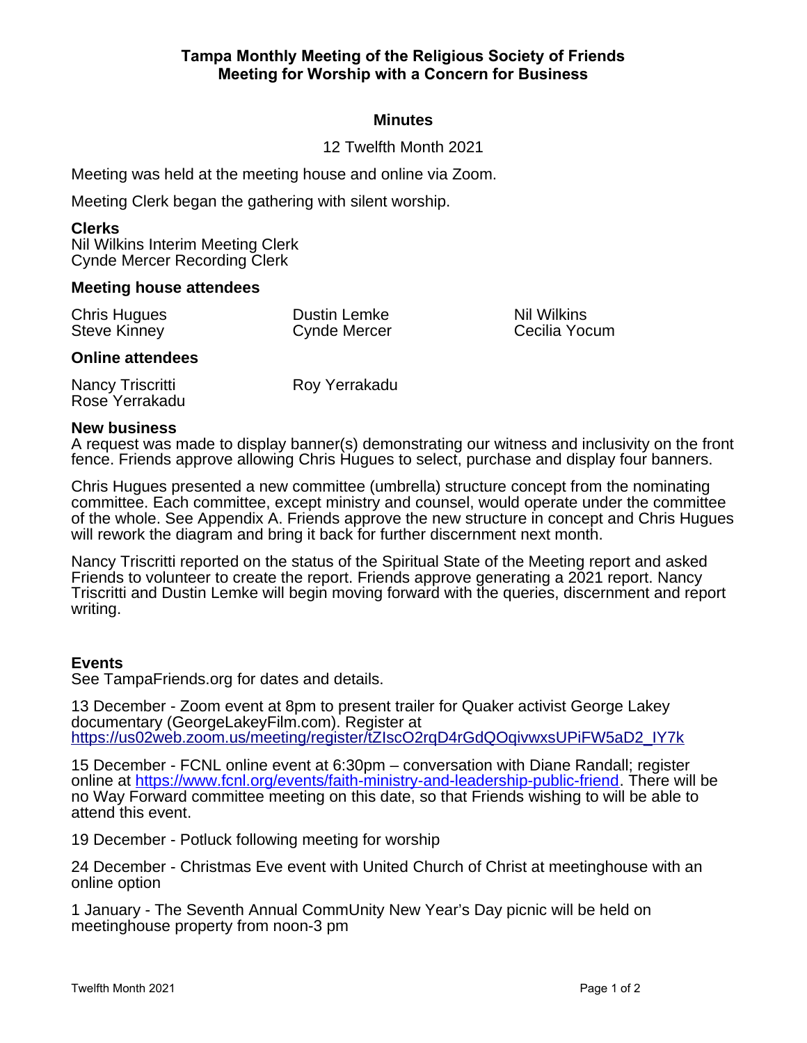# Tampa Monthly Meeting of the Religious Society of Friends
## Meeting for Worship with a Concern for Business

### Minutes

12 Twelfth Month 2021

Meeting was held at the meeting house and online via Zoom.

Meeting Clerk began the gathering with silent worship.

**Clerks**
Nil Wilkins Interim Meeting Clerk
Cynde Mercer Recording Clerk

**Meeting house attendees**

| | | |
|---|---|---|
| Chris Hugues | Dustin Lemke | Nil Wilkins |
| Steve Kinney | Cynde Mercer | Cecilia Yocum |

**Online attendees**

| | |
|---|---|
| Nancy Triscritti | Roy Yerrakadu |
| Rose Yerrakadu | |

**New business**
A request was made to display banner(s) demonstrating our witness and inclusivity on the front fence. Friends approve allowing Chris Hugues to select, purchase and display four banners.

Chris Hugues presented a new committee (umbrella) structure concept from the nominating committee. Each committee, except ministry and counsel, would operate under the committee of the whole. See Appendix A. Friends approve the new structure in concept and Chris Hugues will rework the diagram and bring it back for further discernment next month.

Nancy Triscritti reported on the status of the Spiritual State of the Meeting report and asked Friends to volunteer to create the report. Friends approve generating a 2021 report. Nancy Triscritti and Dustin Lemke will begin moving forward with the queries, discernment and report writing.

**Events**
See TampaFriends.org for dates and details.

13 December - Zoom event at 8pm to present trailer for Quaker activist George Lakey documentary (GeorgeLakeyFilm.com). Register at https://us02web.zoom.us/meeting/register/tZIscO2rqD4rGdQOqivwxsUPiFW5aD2_IY7k

15 December - FCNL online event at 6:30pm – conversation with Diane Randall; register online at https://www.fcnl.org/events/faith-ministry-and-leadership-public-friend. There will be no Way Forward committee meeting on this date, so that Friends wishing to will be able to attend this event.

19 December - Potluck following meeting for worship

24 December - Christmas Eve event with United Church of Christ at meetinghouse with an online option

1 January - The Seventh Annual CommUnity New Year's Day picnic will be held on meetinghouse property from noon-3 pm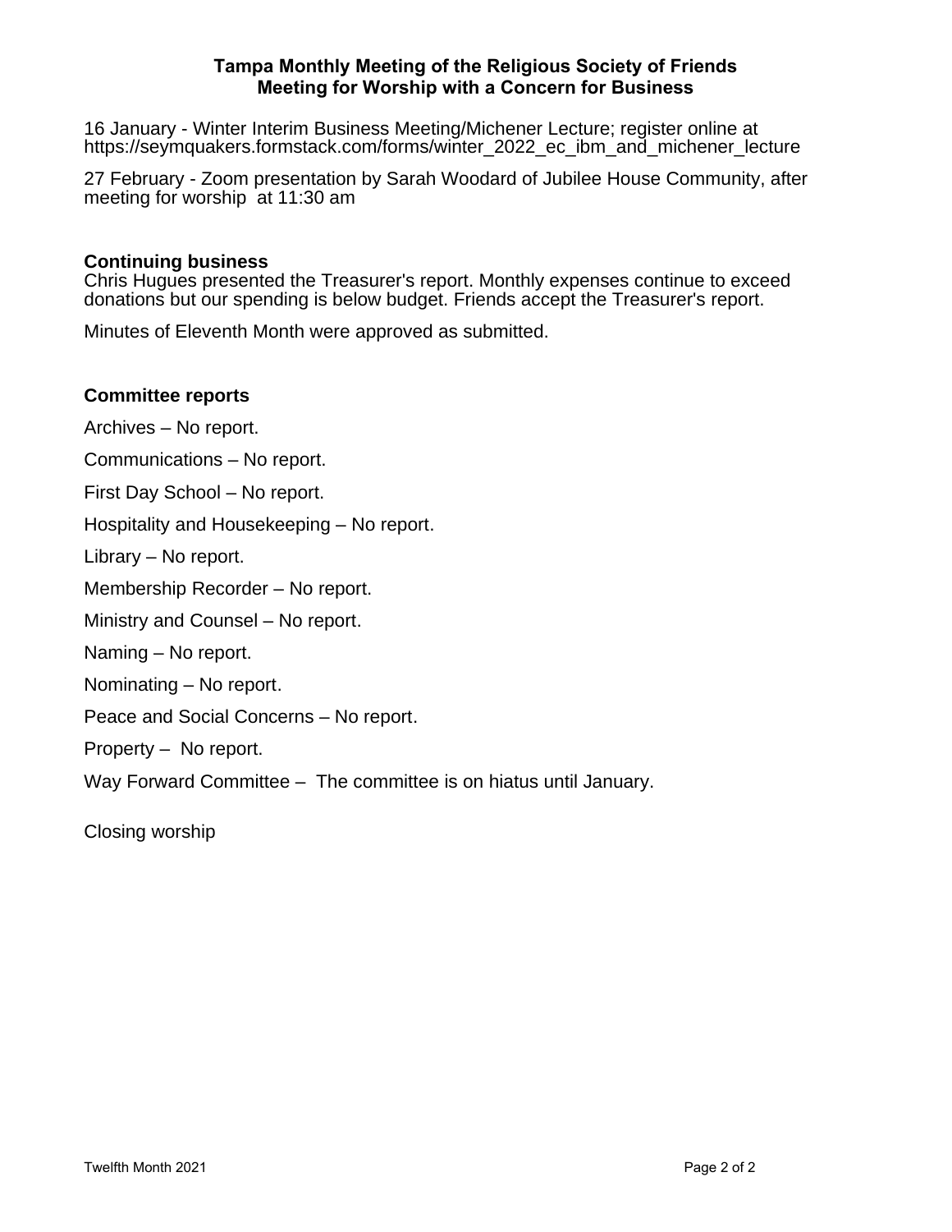## Tampa Monthly Meeting of the Religious Society of Friends
## Meeting for Worship with a Concern for Business

16 January - Winter Interim Business Meeting/Michener Lecture; register online at https://seymquakers.formstack.com/forms/winter_2022_ec_ibm_and_michener_lecture

27 February - Zoom presentation by Sarah Woodard of Jubilee House Community, after meeting for worship at 11:30 am

### Continuing business

Chris Hugues presented the Treasurer's report. Monthly expenses continue to exceed donations but our spending is below budget. Friends accept the Treasurer's report.

Minutes of Eleventh Month were approved as submitted.

### Committee reports

Archives – No report.

Communications – No report.

First Day School – No report.

Hospitality and Housekeeping – No report.

Library – No report.

Membership Recorder – No report.

Ministry and Counsel – No report.

Naming – No report.

Nominating – No report.

Peace and Social Concerns – No report.

Property – No report.

Way Forward Committee – The committee is on hiatus until January.

Closing worship